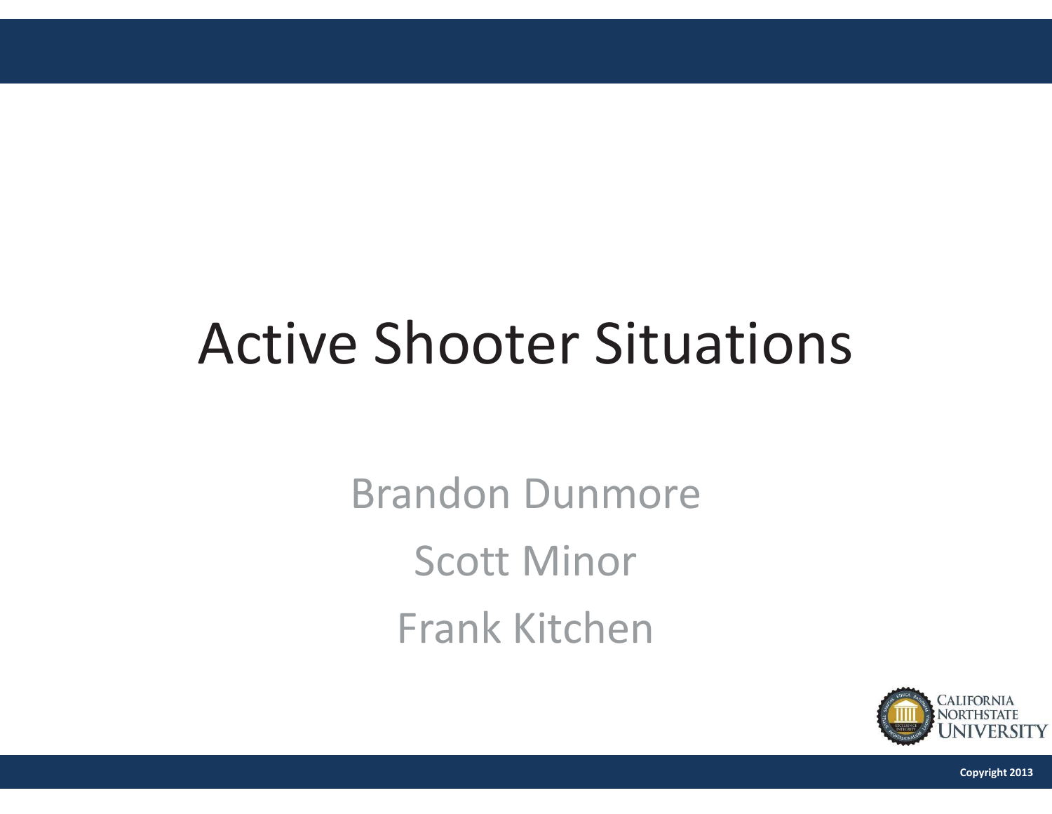# Active Shooter Situations

Brandon Dunmore

Scott Minor

Frank Kitchen

California Northstate University

Copyright 2013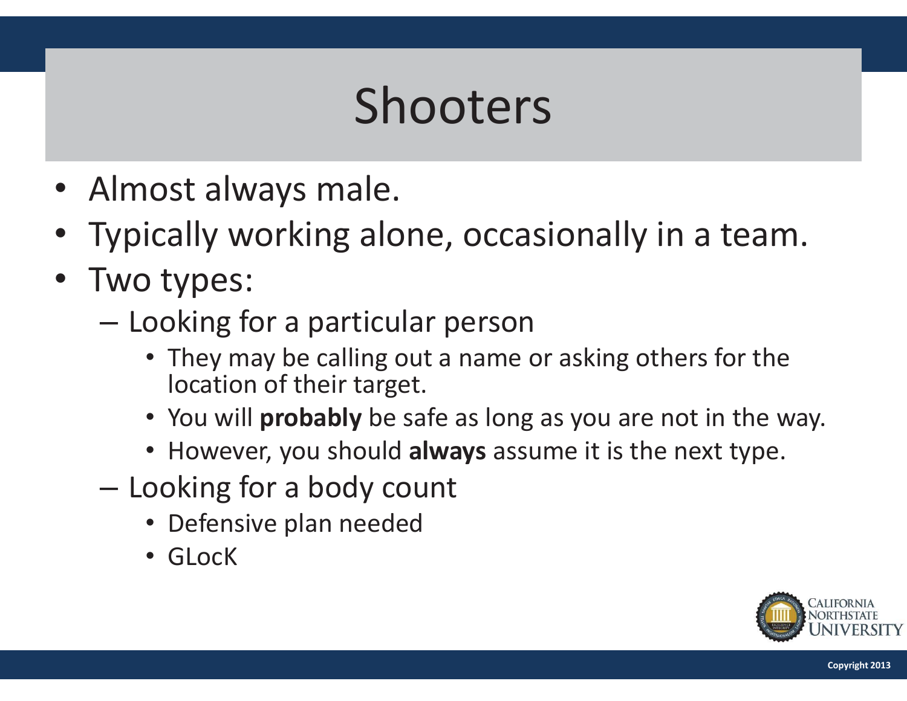# Shooters

- Almost always male.
- Typically working alone, occasionally in a team.
- Two types:
  - Looking for a particular person
    - They may be calling out a name or asking others for the location of their target.
    - You will **probably** be safe as long as you are not in the way.
    - However, you should **always** assume it is the next type.
  - Looking for a body count
    - Defensive plan needed
    - GLocK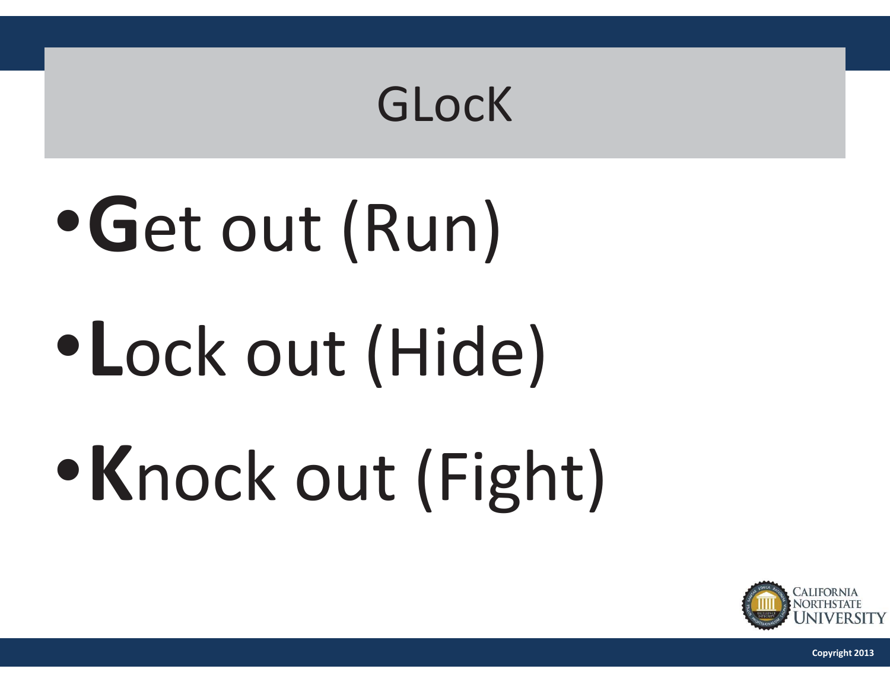# GLocK

- **G**et out (Run)
- **L**ock out (Hide)
- **K**nock out (Fight)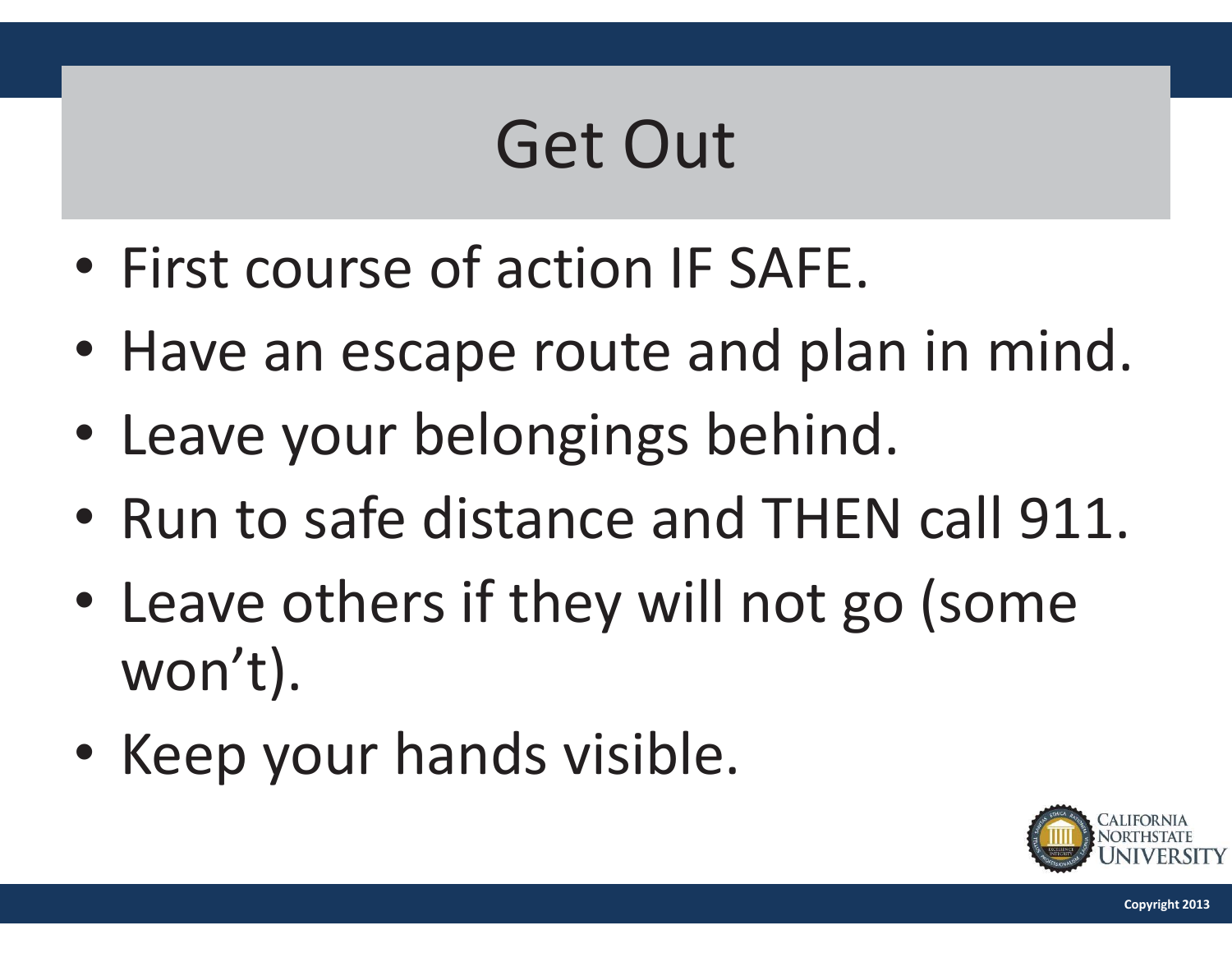# Get Out

- First course of action IF SAFE.
- Have an escape route and plan in mind.
- Leave your belongings behind.
- Run to safe distance and THEN call 911.
- Leave others if they will not go (some won't).
- Keep your hands visible.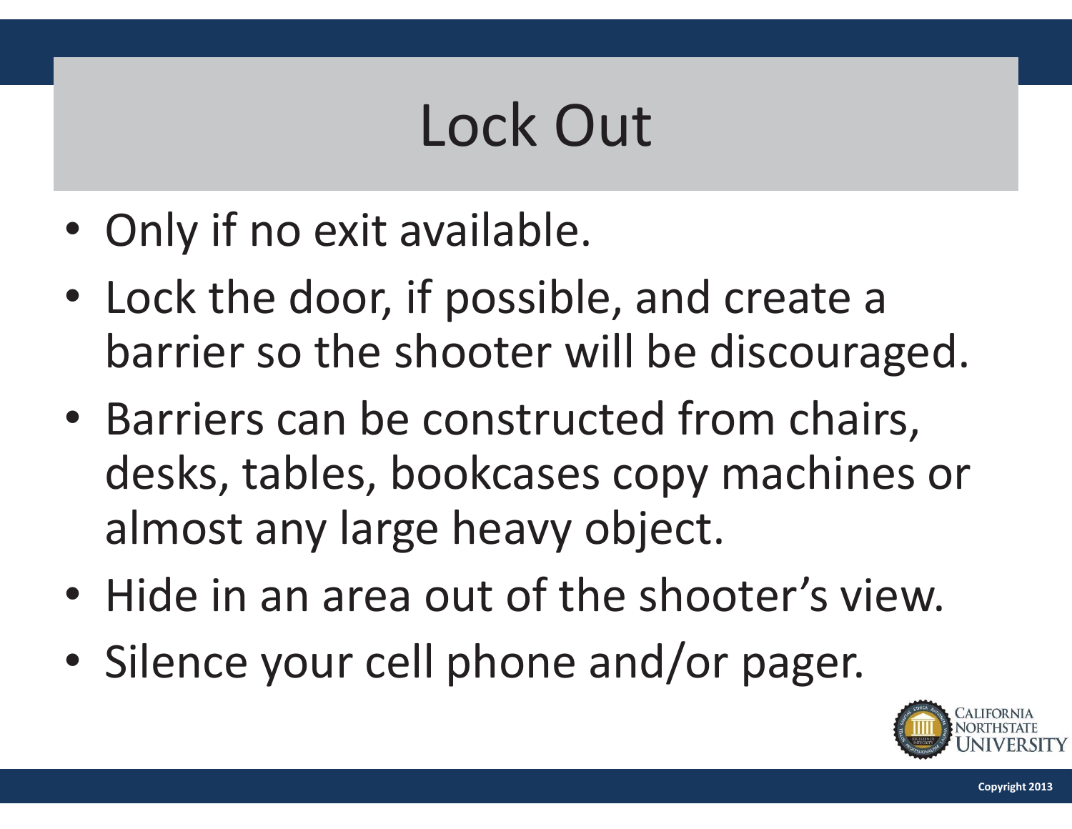# Lock Out

- Only if no exit available.
- Lock the door, if possible, and create a barrier so the shooter will be discouraged.
- Barriers can be constructed from chairs, desks, tables, bookcases copy machines or almost any large heavy object.
- Hide in an area out of the shooter's view.
- Silence your cell phone and/or pager.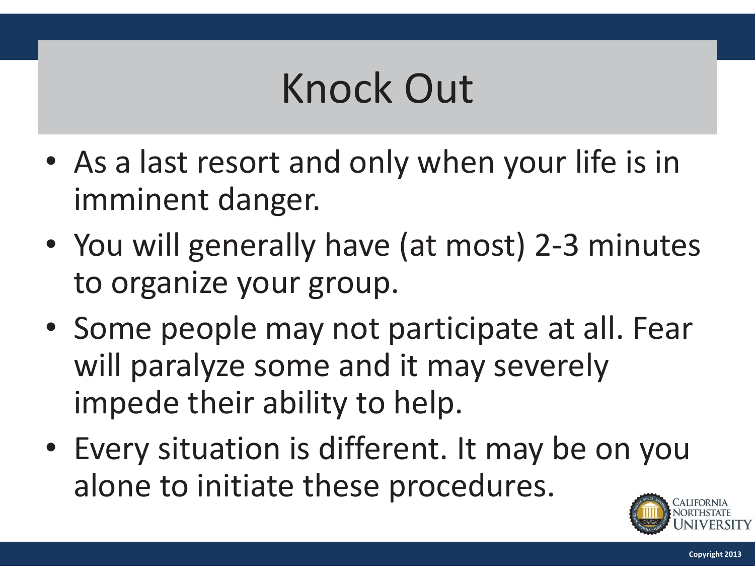# Knock Out

- As a last resort and only when your life is in imminent danger.
- You will generally have (at most) 2-3 minutes to organize your group.
- Some people may not participate at all. Fear will paralyze some and it may severely impede their ability to help.
- Every situation is different. It may be on you alone to initiate these procedures.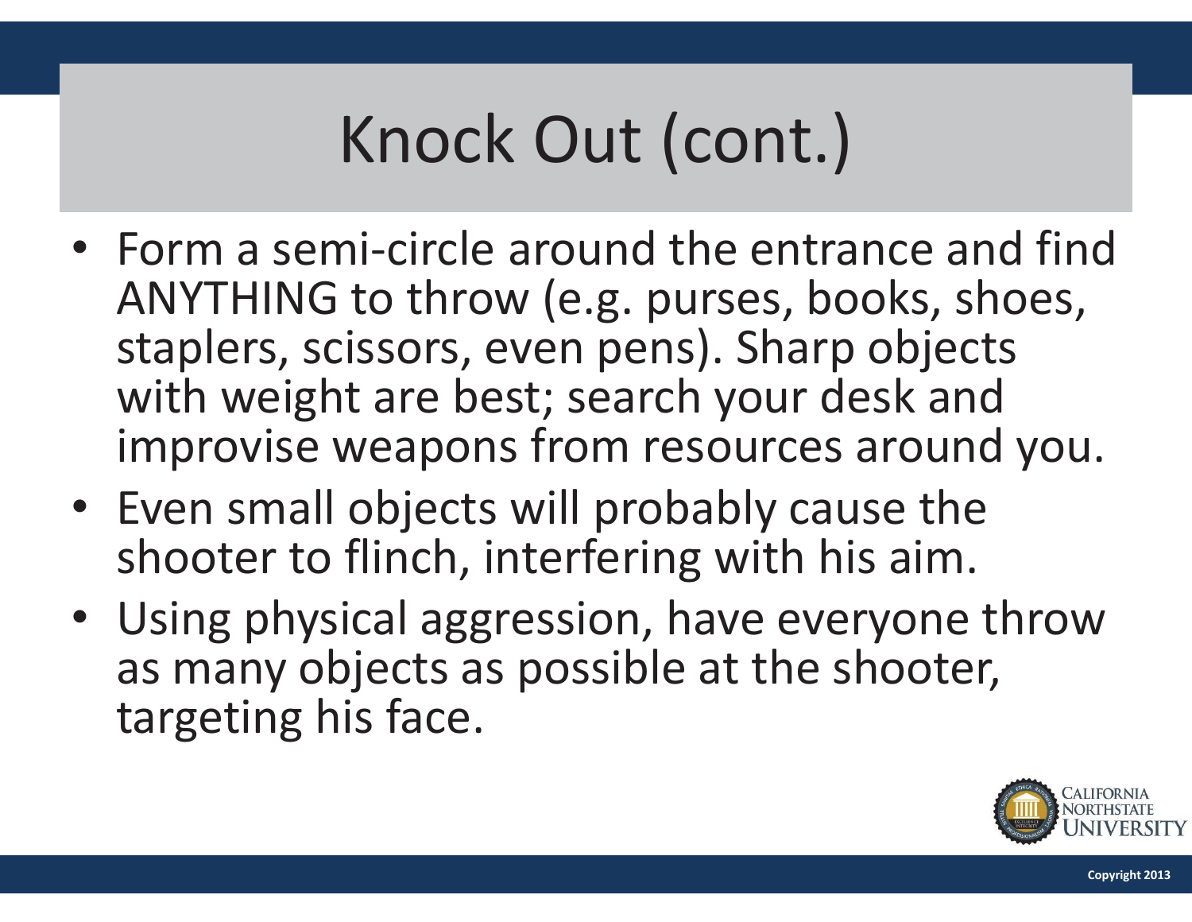# Knock Out (cont.)

- Form a semi-circle around the entrance and find ANYTHING to throw (e.g. purses, books, shoes, staplers, scissors, even pens). Sharp objects with weight are best; search your desk and improvise weapons from resources around you.
- Even small objects will probably cause the shooter to flinch, interfering with his aim.
- Using physical aggression, have everyone throw as many objects as possible at the shooter, targeting his face.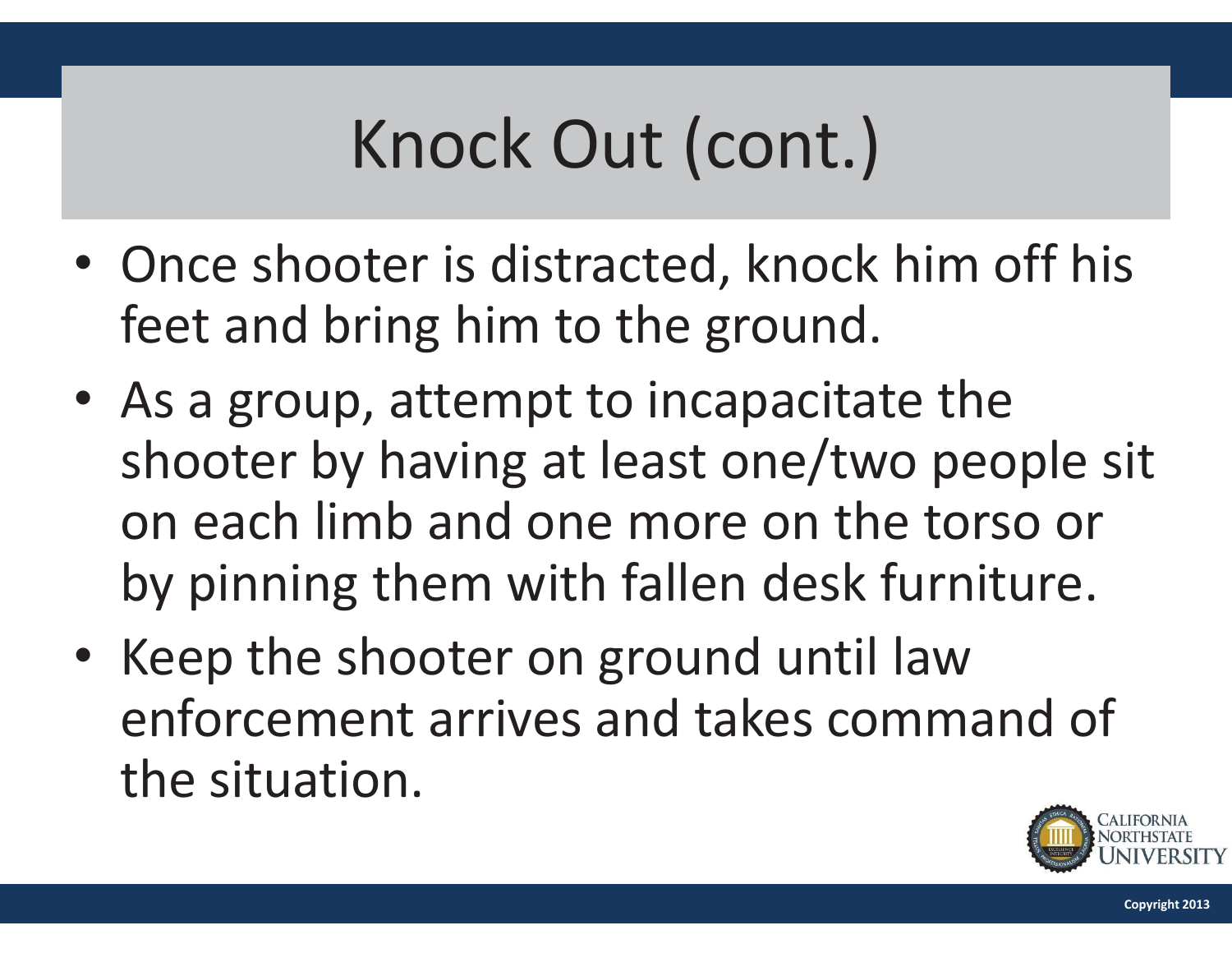# Knock Out (cont.)

- Once shooter is distracted, knock him off his feet and bring him to the ground.
- As a group, attempt to incapacitate the shooter by having at least one/two people sit on each limb and one more on the torso or by pinning them with fallen desk furniture.
- Keep the shooter on ground until law enforcement arrives and takes command of the situation.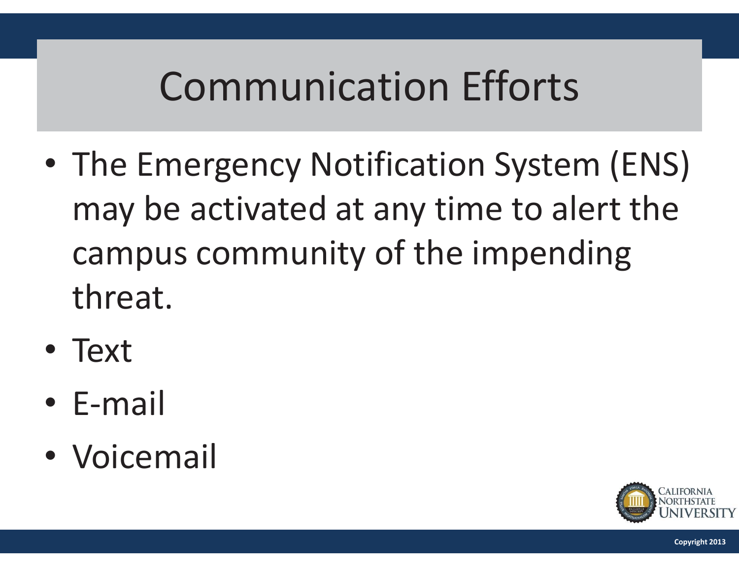# Communication Efforts

- The Emergency Notification System (ENS) may be activated at any time to alert the campus community of the impending threat.
- Text
- E-mail
- Voicemail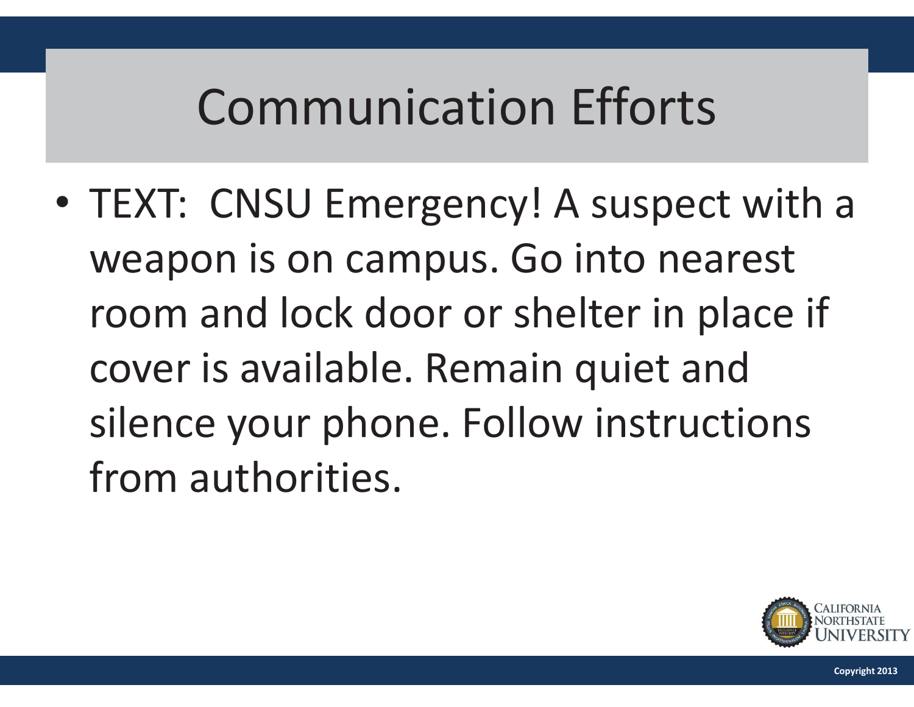# Communication Efforts

- TEXT: CNSU Emergency! A suspect with a weapon is on campus. Go into nearest room and lock door or shelter in place if cover is available. Remain quiet and silence your phone. Follow instructions from authorities.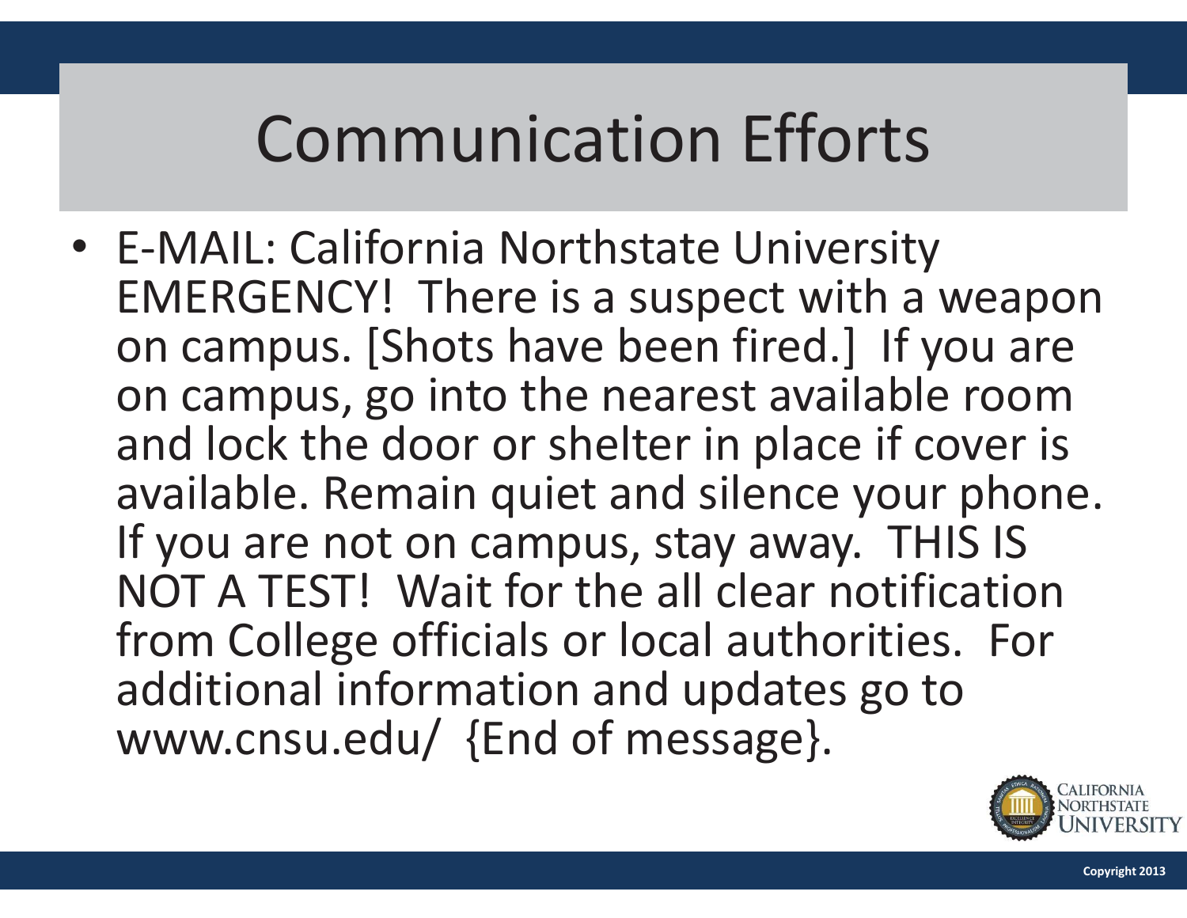# Communication Efforts

- E-MAIL: California Northstate University EMERGENCY! There is a suspect with a weapon on campus. [Shots have been fired.] If you are on campus, go into the nearest available room and lock the door or shelter in place if cover is available. Remain quiet and silence your phone. If you are not on campus, stay away. THIS IS NOT A TEST! Wait for the all clear notification from College officials or local authorities. For additional information and updates go to www.cnsu.edu/ {End of message}.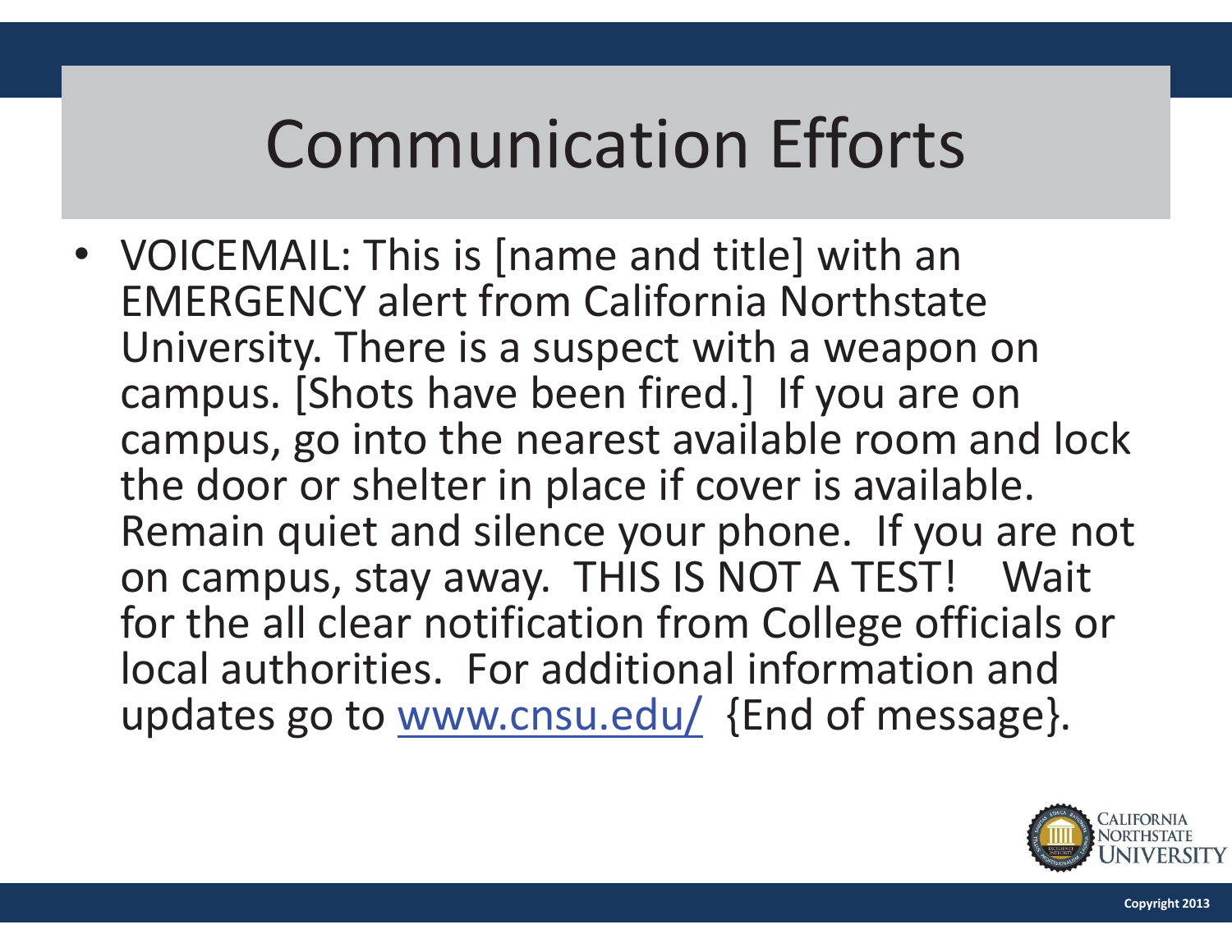# Communication Efforts

- VOICEMAIL: This is [name and title] with an EMERGENCY alert from California Northstate University. There is a suspect with a weapon on campus. [Shots have been fired.] If you are on campus, go into the nearest available room and lock the door or shelter in place if cover is available. Remain quiet and silence your phone. If you are not on campus, stay away. THIS IS NOT A TEST! Wait for the all clear notification from College officials or local authorities. For additional information and updates go to [www.cnsu.edu/](www.cnsu.edu/) {End of message}.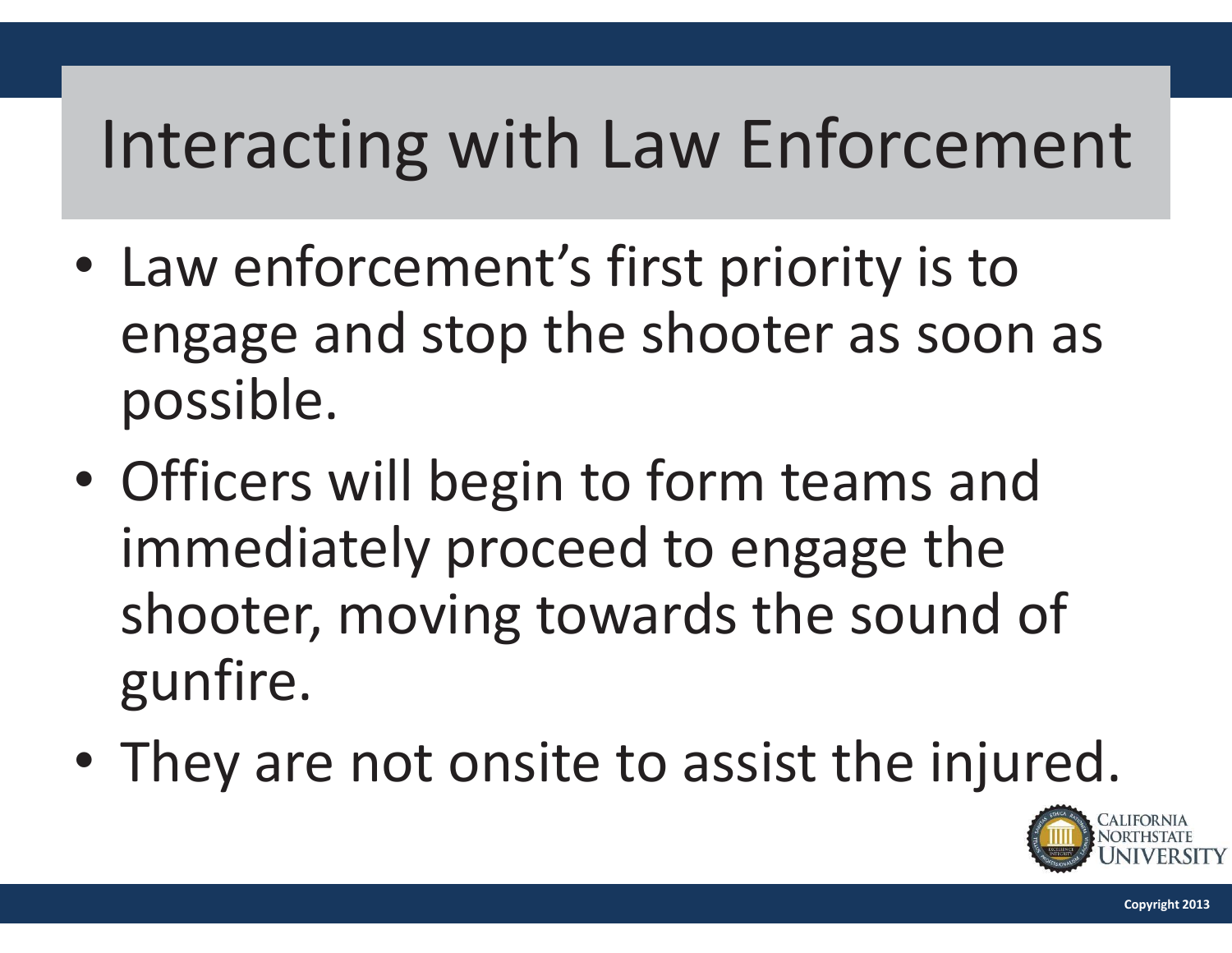# Interacting with Law Enforcement

- Law enforcement's first priority is to engage and stop the shooter as soon as possible.
- Officers will begin to form teams and immediately proceed to engage the shooter, moving towards the sound of gunfire.
- They are not onsite to assist the injured.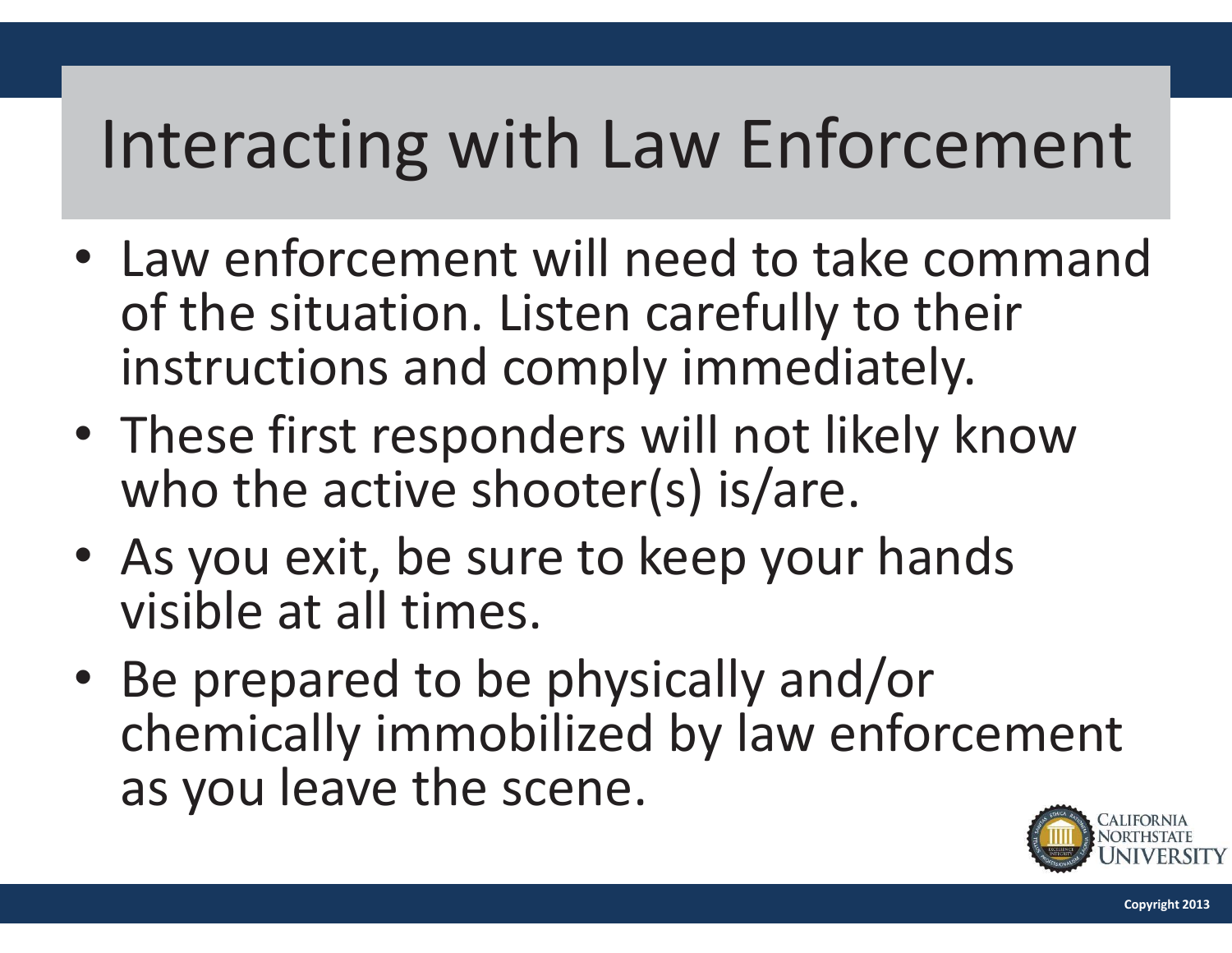# Interacting with Law Enforcement

- Law enforcement will need to take command of the situation. Listen carefully to their instructions and comply immediately.
- These first responders will not likely know who the active shooter(s) is/are.
- As you exit, be sure to keep your hands visible at all times.
- Be prepared to be physically and/or chemically immobilized by law enforcement as you leave the scene.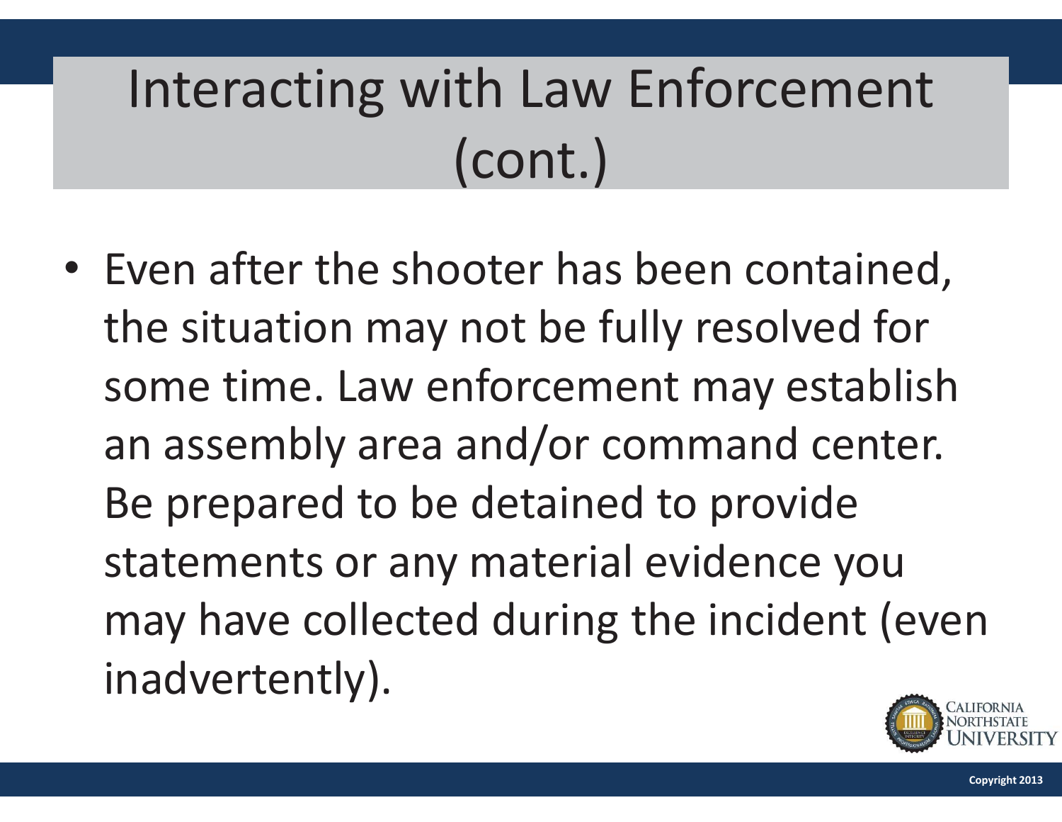# Interacting with Law Enforcement (cont.)

- Even after the shooter has been contained, the situation may not be fully resolved for some time. Law enforcement may establish an assembly area and/or command center. Be prepared to be detained to provide statements or any material evidence you may have collected during the incident (even inadvertently).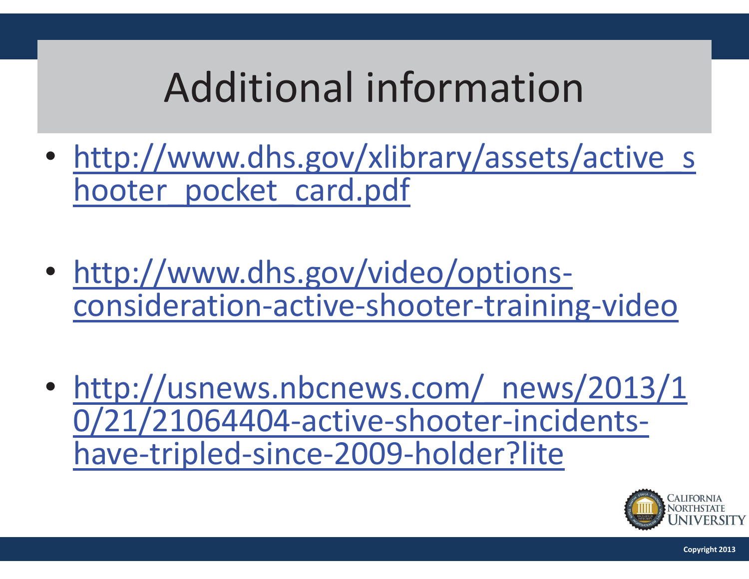# Additional information

- http://www.dhs.gov/xlibrary/assets/active_shooter_pocket_card.pdf
- http://www.dhs.gov/video/options-consideration-active-shooter-training-video
- http://usnews.nbcnews.com/_news/2013/10/21/21064404-active-shooter-incidents-have-tripled-since-2009-holder?lite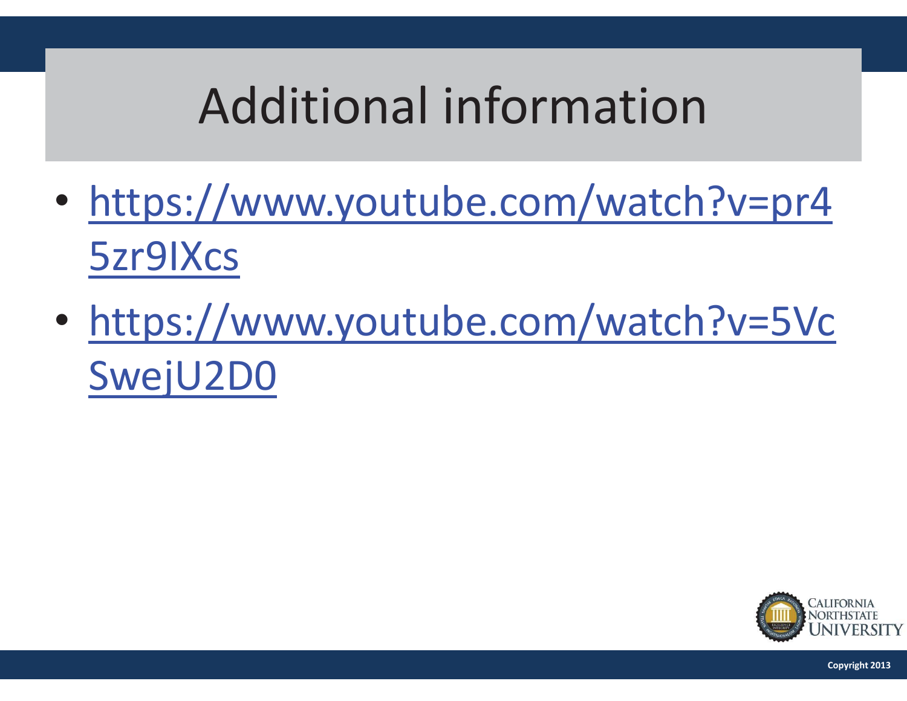# Additional information

- https://www.youtube.com/watch?v=pr45zr9IXcs
- https://www.youtube.com/watch?v=5VcSwejU2D0